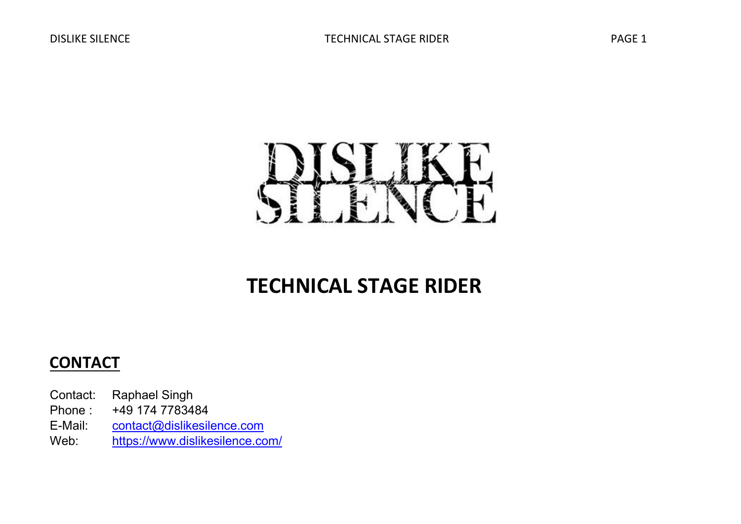# TECHNICAL STAGE RIDER

## CONTACT

Contact: Raphael Singh
Phone : +49 174 7783484
E-Mail: contact@dislikesilence.com
Web: https://www.dislikesilence.com/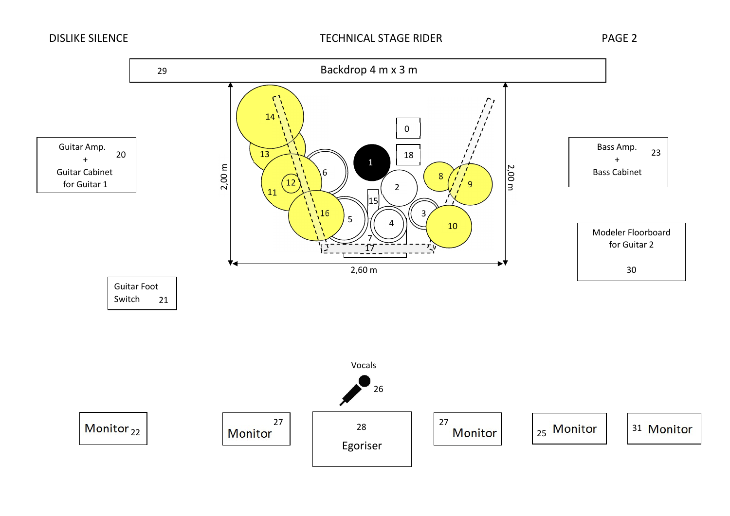DISLIKE SILENCE

TECHNICAL STAGE RIDER

29 Backdrop 4 m x 3 m

Guitar Amp. + Guitar Cabinet for Guitar 1 20

2,00 m

14 13 6 0 1 18 12 11 2 8 9 15 16 5 3 4 10 7 17

2,00 m

2,60 m

Bass Amp. + Bass Cabinet 23

Modeler Floorboard for Guitar 2

30

Guitar Foot Switch 21

Vocals

26

Monitor 22

27 Monitor

28 Egoriser

27 Monitor

25 Monitor

31 Monitor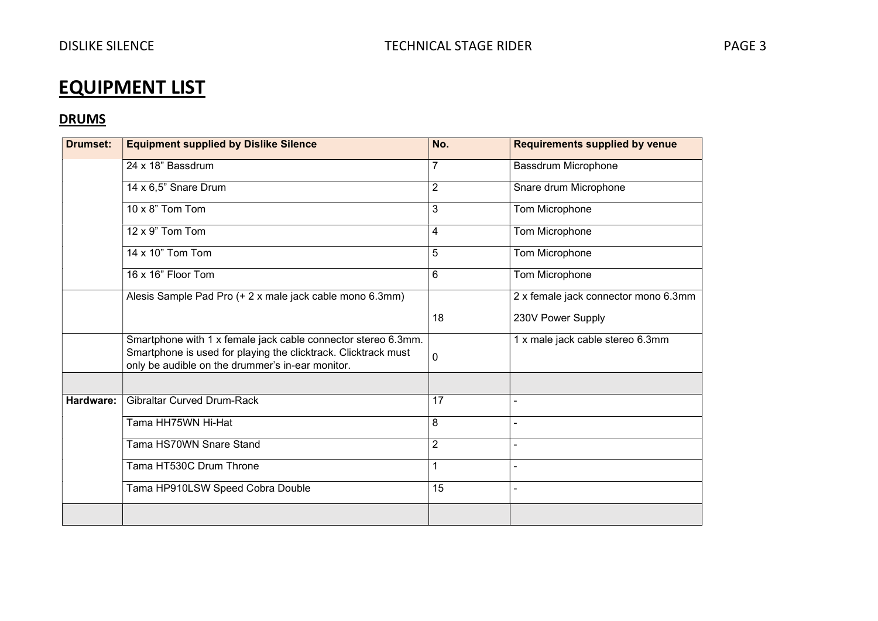# EQUIPMENT LIST

## DRUMS

| Drumset: | Equipment supplied by Dislike Silence | No. | Requirements supplied by venue |
|---|---|---|---|
| | 24 x 18" Bassdrum | 7 | Bassdrum Microphone |
| | 14 x 6,5" Snare Drum | 2 | Snare drum Microphone |
| | 10 x 8" Tom Tom | 3 | Tom Microphone |
| | 12 x 9" Tom Tom | 4 | Tom Microphone |
| | 14 x 10" Tom Tom | 5 | Tom Microphone |
| | 16 x 16" Floor Tom | 6 | Tom Microphone |
| | Alesis Sample Pad Pro (+ 2 x male jack cable mono 6.3mm) | 18 | 2 x female jack connector mono 6.3mm<br>230V Power Supply |
| | Smartphone with 1 x female jack cable connector stereo 6.3mm. Smartphone is used for playing the clicktrack. Clicktrack must only be audible on the drummer's in-ear monitor. | 0 | 1 x male jack cable stereo 6.3mm |
| | | | |
| **Hardware:** | Gibraltar Curved Drum-Rack | 17 | - |
| | Tama HH75WN Hi-Hat | 8 | - |
| | Tama HS70WN Snare Stand | 2 | - |
| | Tama HT530C Drum Throne | 1 | - |
| | Tama HP910LSW Speed Cobra Double | 15 | - |
| | | | |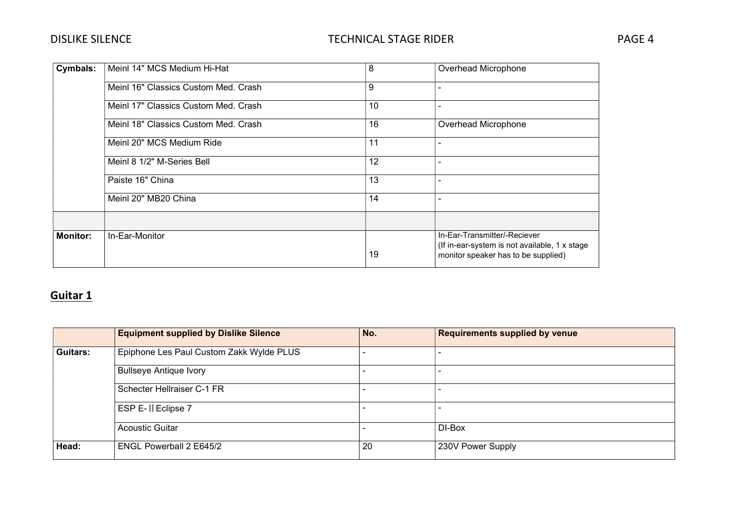| Cymbals: | Meinl 14" MCS Medium Hi-Hat | 8 | Overhead Microphone |
|---|---|---|---|
| | Meinl 16" Classics Custom Med. Crash | 9 | - |
| | Meinl 17" Classics Custom Med. Crash | 10 | - |
| | Meinl 18" Classics Custom Med. Crash | 16 | Overhead Microphone |
| | Meinl 20" MCS Medium Ride | 11 | - |
| | Meinl 8 1/2" M-Series Bell | 12 | - |
| | Paiste 16" China | 13 | - |
| | Meinl 20" MB20 China | 14 | - |
| | | | |
| **Monitor:** | In-Ear-Monitor | 19 | In-Ear-Transmitter/-Reciever (If in-ear-system is not available, 1 x stage monitor speaker has to be supplied) |

## Guitar 1

| | Equipment supplied by Dislike Silence | No. | Requirements supplied by venue |
|---|---|---|---|
| **Guitars:** | Epiphone Les Paul Custom Zakk Wylde PLUS | - | - |
| | Bullseye Antique Ivory | - | - |
| | Schecter Hellraiser C-1 FR | - | - |
| | ESP E-Ⅱ Eclipse 7 | - | - |
| | Acoustic Guitar | - | DI-Box |
| **Head:** | ENGL Powerball 2 E645/2 | 20 | 230V Power Supply |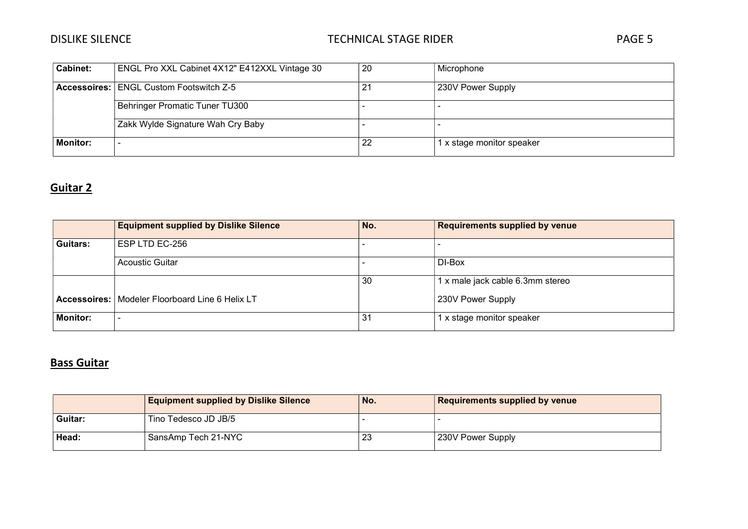| | | | |
|---|---|---|---|
| **Cabinet:** | ENGL Pro XXL Cabinet 4X12" E412XXL Vintage 30 | 20 | Microphone |
| **Accessoires:** | ENGL Custom Footswitch Z-5 | 21 | 230V Power Supply |
| | Behringer Promatic Tuner TU300 | - | - |
| | Zakk Wylde Signature Wah Cry Baby | - | - |
| **Monitor:** | - | 22 | 1 x stage monitor speaker |

## Guitar 2

| | Equipment supplied by Dislike Silence | No. | Requirements supplied by venue |
|---|---|---|---|
| **Guitars:** | ESP LTD EC-256 | - | - |
| | Acoustic Guitar | - | DI-Box |
| **Accessoires:** | Modeler Floorboard Line 6 Helix LT | 30 | 1 x male jack cable 6.3mm stereo<br>230V Power Supply |
| **Monitor:** | - | 31 | 1 x stage monitor speaker |

## Bass Guitar

| | Equipment supplied by Dislike Silence | No. | Requirements supplied by venue |
|---|---|---|---|
| **Guitar:** | Tino Tedesco JD JB/5 | - | - |
| **Head:** | SansAmp Tech 21-NYC | 23 | 230V Power Supply |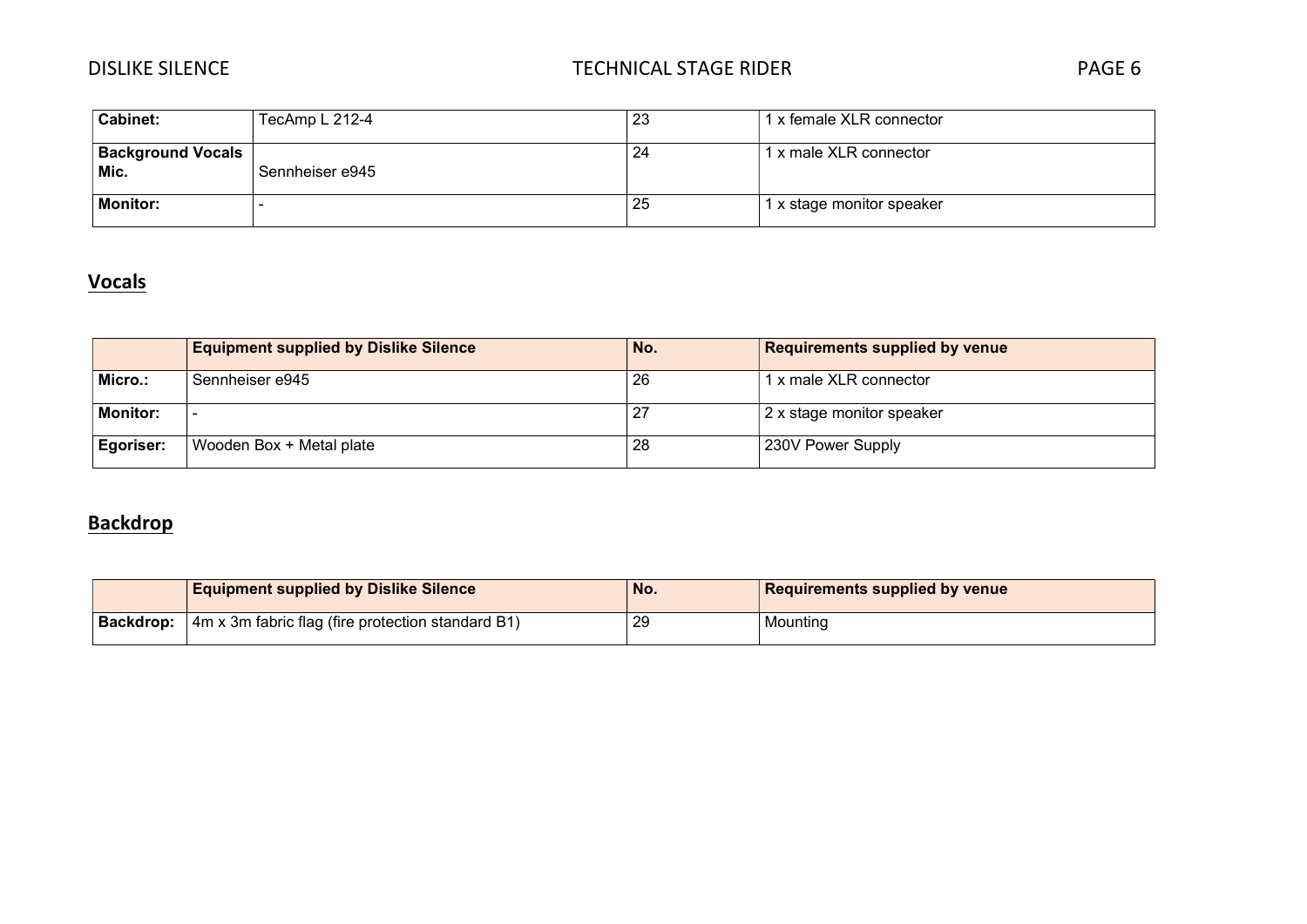| | | | |
|---|---|---|---|
| **Cabinet:** | TecAmp L 212-4 | 23 | 1 x female XLR connector |
| **Background Vocals Mic.** | Sennheiser e945 | 24 | 1 x male XLR connector |
| **Monitor:** | - | 25 | 1 x stage monitor speaker |

## Vocals

| | Equipment supplied by Dislike Silence | No. | Requirements supplied by venue |
|---|---|---|---|
| **Micro.:** | Sennheiser e945 | 26 | 1 x male XLR connector |
| **Monitor:** | - | 27 | 2 x stage monitor speaker |
| **Egoriser:** | Wooden Box + Metal plate | 28 | 230V Power Supply |

## Backdrop

| | Equipment supplied by Dislike Silence | No. | Requirements supplied by venue |
|---|---|---|---|
| **Backdrop:** | 4m x 3m fabric flag (fire protection standard B1) | 29 | Mounting |